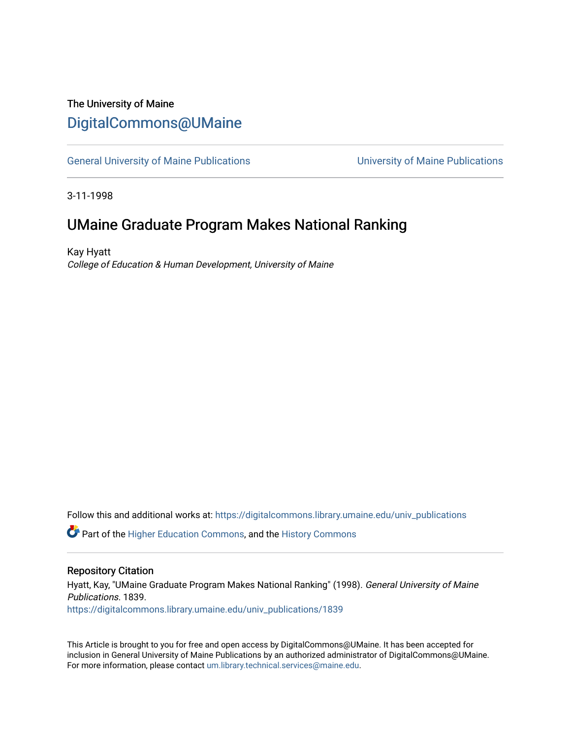The University of Maine

# DigitalCommons@UMaine

General University of Maine Publications | University of Maine Publications

3-11-1998

## UMaine Graduate Program Makes National Ranking

Kay Hyatt
*College of Education & Human Development, University of Maine*

Follow this and additional works at: https://digitalcommons.library.umaine.edu/univ_publications

Part of the Higher Education Commons, and the History Commons

### Repository Citation

Hyatt, Kay, "UMaine Graduate Program Makes National Ranking" (1998). *General University of Maine Publications*. 1839.
https://digitalcommons.library.umaine.edu/univ_publications/1839

This Article is brought to you for free and open access by DigitalCommons@UMaine. It has been accepted for inclusion in General University of Maine Publications by an authorized administrator of DigitalCommons@UMaine. For more information, please contact um.library.technical.services@maine.edu.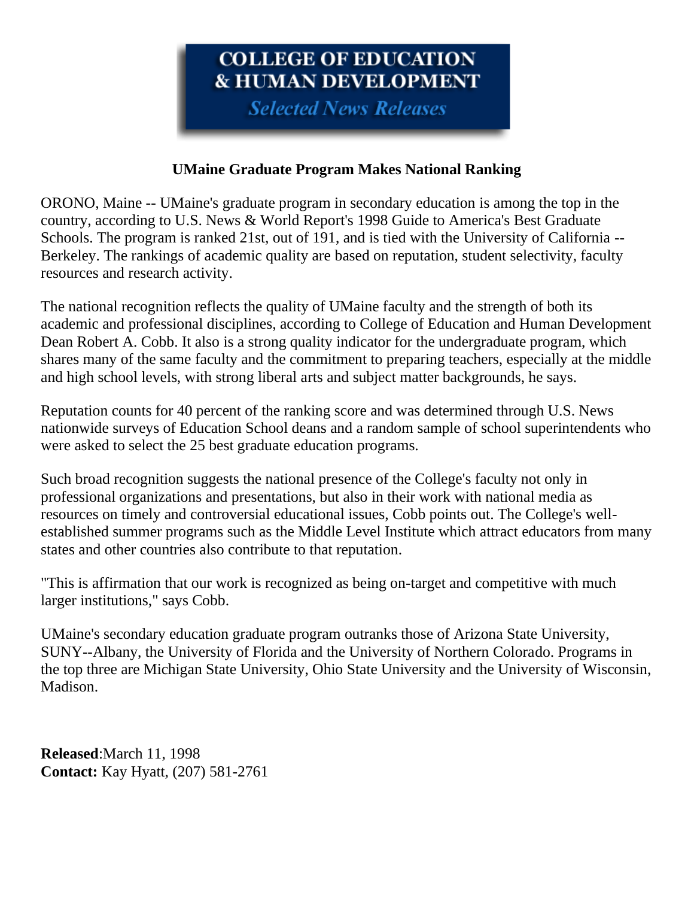# COLLEGE OF EDUCATION & HUMAN DEVELOPMENT

*Selected News Releases*

### UMaine Graduate Program Makes National Ranking

ORONO, Maine -- UMaine's graduate program in secondary education is among the top in the country, according to U.S. News & World Report's 1998 Guide to America's Best Graduate Schools. The program is ranked 21st, out of 191, and is tied with the University of California -- Berkeley. The rankings of academic quality are based on reputation, student selectivity, faculty resources and research activity.

The national recognition reflects the quality of UMaine faculty and the strength of both its academic and professional disciplines, according to College of Education and Human Development Dean Robert A. Cobb. It also is a strong quality indicator for the undergraduate program, which shares many of the same faculty and the commitment to preparing teachers, especially at the middle and high school levels, with strong liberal arts and subject matter backgrounds, he says.

Reputation counts for 40 percent of the ranking score and was determined through U.S. News nationwide surveys of Education School deans and a random sample of school superintendents who were asked to select the 25 best graduate education programs.

Such broad recognition suggests the national presence of the College's faculty not only in professional organizations and presentations, but also in their work with national media as resources on timely and controversial educational issues, Cobb points out. The College's well-established summer programs such as the Middle Level Institute which attract educators from many states and other countries also contribute to that reputation.

"This is affirmation that our work is recognized as being on-target and competitive with much larger institutions," says Cobb.

UMaine's secondary education graduate program outranks those of Arizona State University, SUNY--Albany, the University of Florida and the University of Northern Colorado. Programs in the top three are Michigan State University, Ohio State University and the University of Wisconsin, Madison.

**Released**:March 11, 1998
**Contact:** Kay Hyatt, (207) 581-2761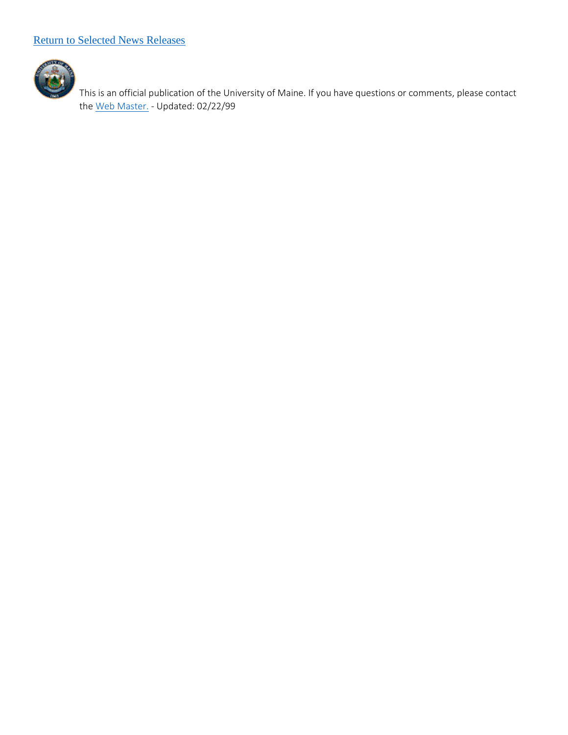[Return to Selected News Releases]

This is an official publication of the University of Maine. If you have questions or comments, please contact the [Web Master.] - Updated: 02/22/99